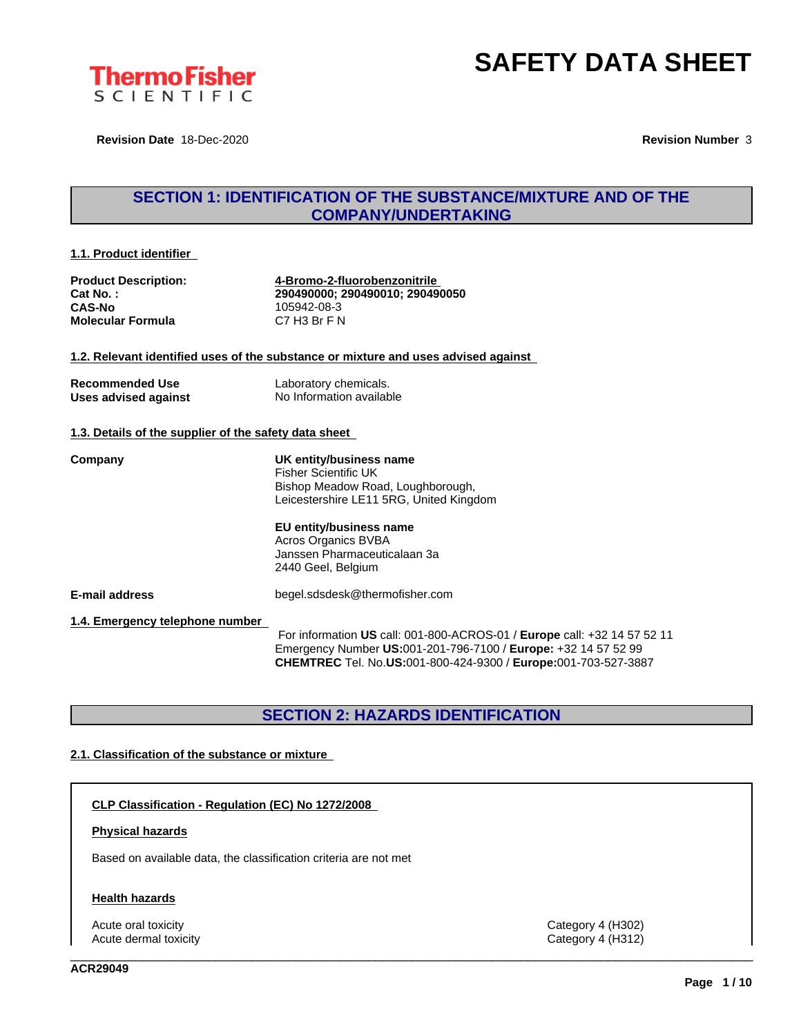ThermoFisher SCIENTIFIC

# SAFETY DATA SHEET

**Revision Date** 18-Dec-2020 **Revision Number** 3

## SECTION 1: IDENTIFICATION OF THE SUBSTANCE/MIXTURE AND OF THE COMPANY/UNDERTAKING

### 1.1. Product identifier

| | |
|---|---|
| **Product Description:** | **4-Bromo-2-fluorobenzonitrile** |
| **Cat No. :** | **290490000; 290490010; 290490050** |
| **CAS-No** | 105942-08-3 |
| **Molecular Formula** | C7 H3 Br F N |

### 1.2. Relevant identified uses of the substance or mixture and uses advised against

| | |
|---|---|
| **Recommended Use** | Laboratory chemicals. |
| **Uses advised against** | No Information available |

### 1.3. Details of the supplier of the safety data sheet

**Company**

**UK entity/business name**
Fisher Scientific UK
Bishop Meadow Road, Loughborough,
Leicestershire LE11 5RG, United Kingdom

**EU entity/business name**
Acros Organics BVBA
Janssen Pharmaceuticalaan 3a
2440 Geel, Belgium

**E-mail address** begel.sdsdesk@thermofisher.com

### 1.4. Emergency telephone number

For information **US** call: 001-800-ACROS-01 / **Europe** call: +32 14 57 52 11
Emergency Number **US:**001-201-796-7100 / **Europe:** +32 14 57 52 99
**CHEMTREC** Tel. No.**US:**001-800-424-9300 / **Europe:**001-703-527-3887

## SECTION 2: HAZARDS IDENTIFICATION

### 2.1. Classification of the substance or mixture

**CLP Classification - Regulation (EC) No 1272/2008**

**Physical hazards**

Based on available data, the classification criteria are not met

**Health hazards**

| | |
|---|---|
| Acute oral toxicity | Category 4 (H302) |
| Acute dermal toxicity | Category 4 (H312) |

ACR29049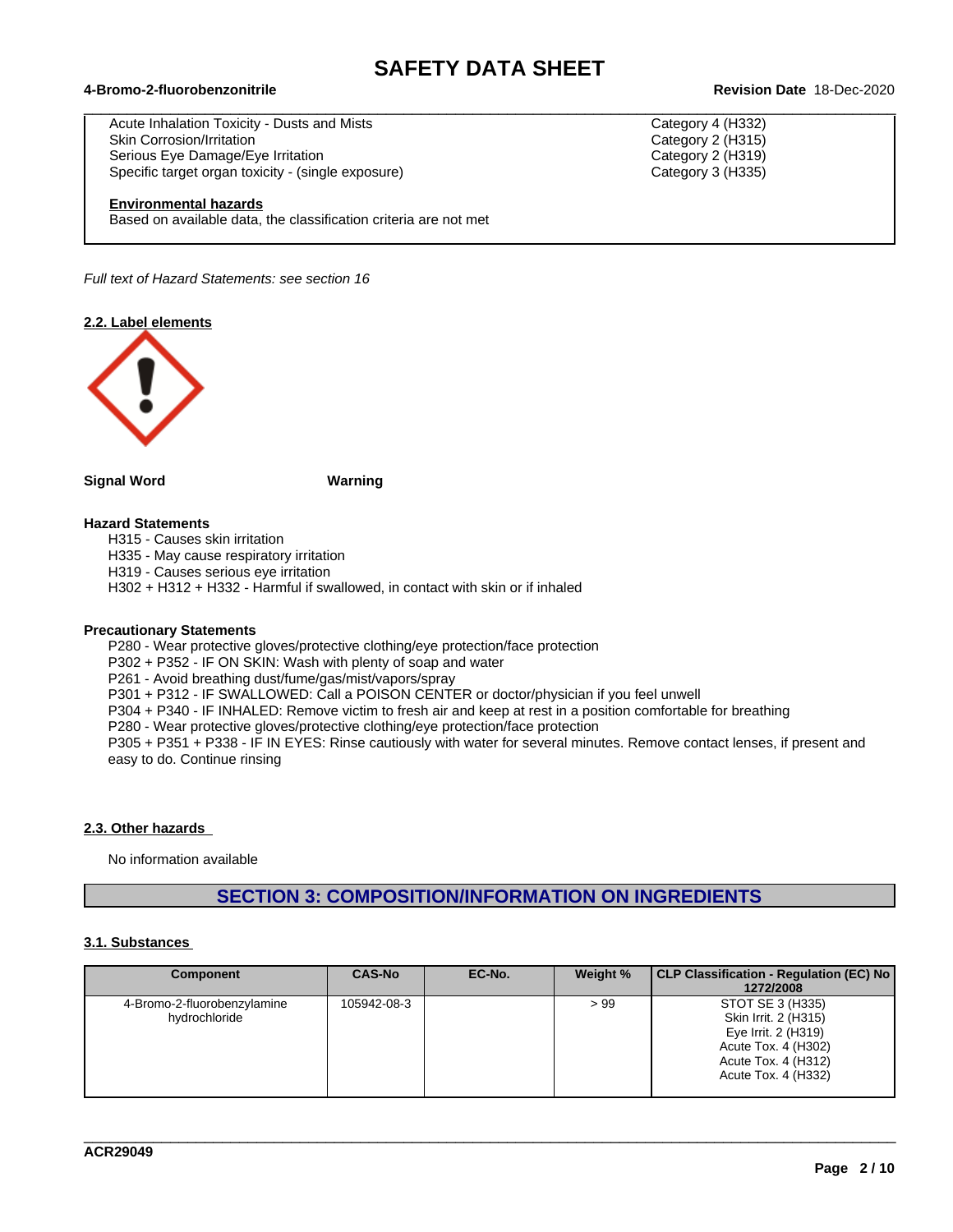| | |
|---|---|
| Acute Inhalation Toxicity - Dusts and Mists | Category 4 (H332) |
| Skin Corrosion/Irritation | Category 2 (H315) |
| Serious Eye Damage/Eye Irritation | Category 2 (H319) |
| Specific target organ toxicity - (single exposure) | Category 3 (H335) |

**Environmental hazards**

Based on available data, the classification criteria are not met

*Full text of Hazard Statements: see section 16*

### 2.2. Label elements

**Signal Word** **Warning**

**Hazard Statements**

H315 - Causes skin irritation
H335 - May cause respiratory irritation
H319 - Causes serious eye irritation
H302 + H312 + H332 - Harmful if swallowed, in contact with skin or if inhaled

**Precautionary Statements**

P280 - Wear protective gloves/protective clothing/eye protection/face protection
P302 + P352 - IF ON SKIN: Wash with plenty of soap and water
P261 - Avoid breathing dust/fume/gas/mist/vapors/spray
P301 + P312 - IF SWALLOWED: Call a POISON CENTER or doctor/physician if you feel unwell
P304 + P340 - IF INHALED: Remove victim to fresh air and keep at rest in a position comfortable for breathing
P280 - Wear protective gloves/protective clothing/eye protection/face protection
P305 + P351 + P338 - IF IN EYES: Rinse cautiously with water for several minutes. Remove contact lenses, if present and easy to do. Continue rinsing

### 2.3. Other hazards

No information available

## SECTION 3: COMPOSITION/INFORMATION ON INGREDIENTS

### 3.1. Substances

| Component | CAS-No | EC-No. | Weight % | CLP Classification - Regulation (EC) No 1272/2008 |
|---|---|---|---|---|
| 4-Bromo-2-fluorobenzylamine hydrochloride | 105942-08-3 | | > 99 | STOT SE 3 (H335)<br>Skin Irrit. 2 (H315)<br>Eye Irrit. 2 (H319)<br>Acute Tox. 4 (H302)<br>Acute Tox. 4 (H312)<br>Acute Tox. 4 (H332) |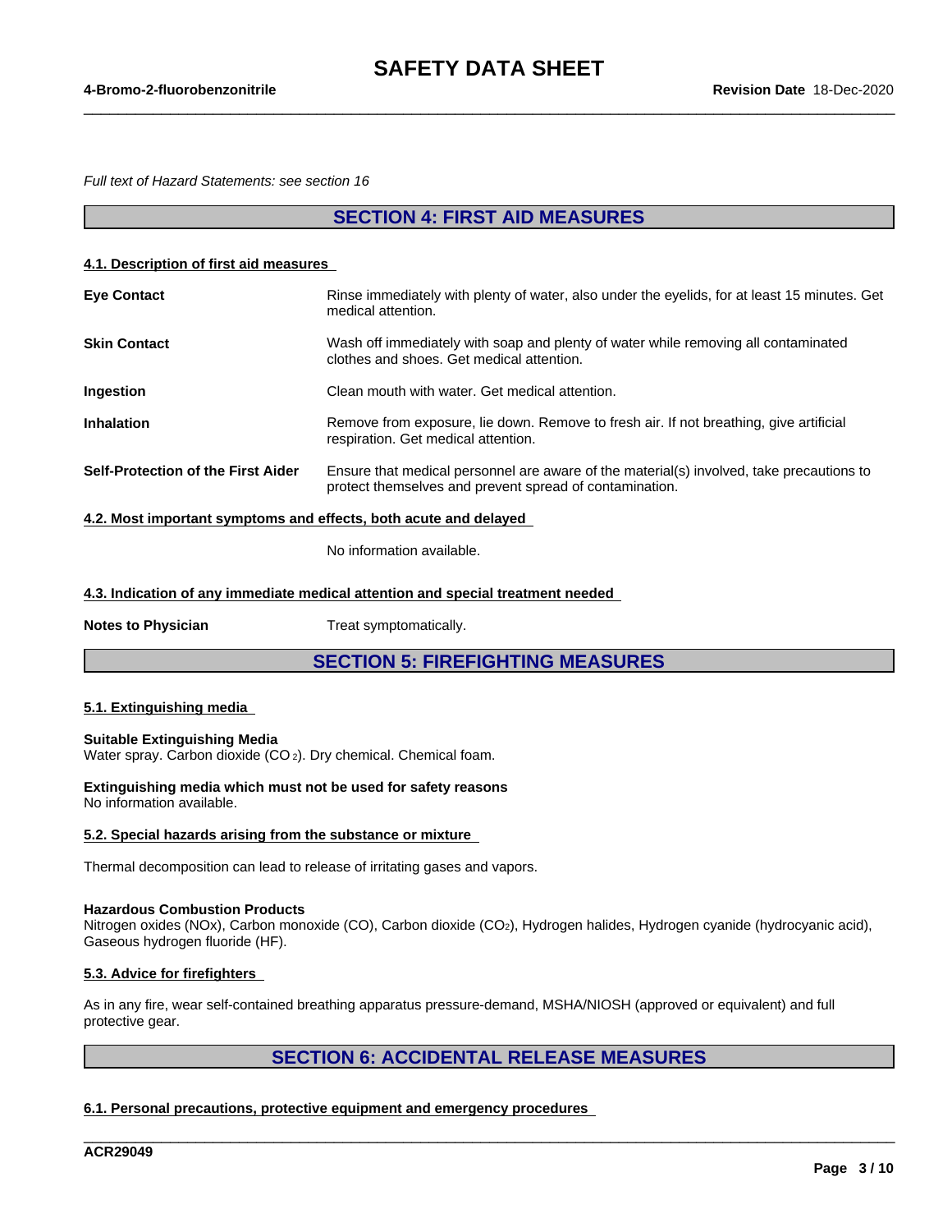*Full text of Hazard Statements: see section 16*

## SECTION 4: FIRST AID MEASURES

### 4.1. Description of first aid measures

**Eye Contact** Rinse immediately with plenty of water, also under the eyelids, for at least 15 minutes. Get medical attention.

**Skin Contact** Wash off immediately with soap and plenty of water while removing all contaminated clothes and shoes. Get medical attention.

**Ingestion** Clean mouth with water. Get medical attention.

**Inhalation** Remove from exposure, lie down. Remove to fresh air. If not breathing, give artificial respiration. Get medical attention.

**Self-Protection of the First Aider** Ensure that medical personnel are aware of the material(s) involved, take precautions to protect themselves and prevent spread of contamination.

### 4.2. Most important symptoms and effects, both acute and delayed

No information available.

### 4.3. Indication of any immediate medical attention and special treatment needed

**Notes to Physician** Treat symptomatically.

## SECTION 5: FIREFIGHTING MEASURES

### 5.1. Extinguishing media

**Suitable Extinguishing Media**
Water spray. Carbon dioxide ($CO_2$). Dry chemical. Chemical foam.

**Extinguishing media which must not be used for safety reasons**
No information available.

### 5.2. Special hazards arising from the substance or mixture

Thermal decomposition can lead to release of irritating gases and vapors.

**Hazardous Combustion Products**
Nitrogen oxides (NOx), Carbon monoxide (CO), Carbon dioxide ($CO_2$), Hydrogen halides, Hydrogen cyanide (hydrocyanic acid), Gaseous hydrogen fluoride (HF).

### 5.3. Advice for firefighters

As in any fire, wear self-contained breathing apparatus pressure-demand, MSHA/NIOSH (approved or equivalent) and full protective gear.

## SECTION 6: ACCIDENTAL RELEASE MEASURES

### 6.1. Personal precautions, protective equipment and emergency procedures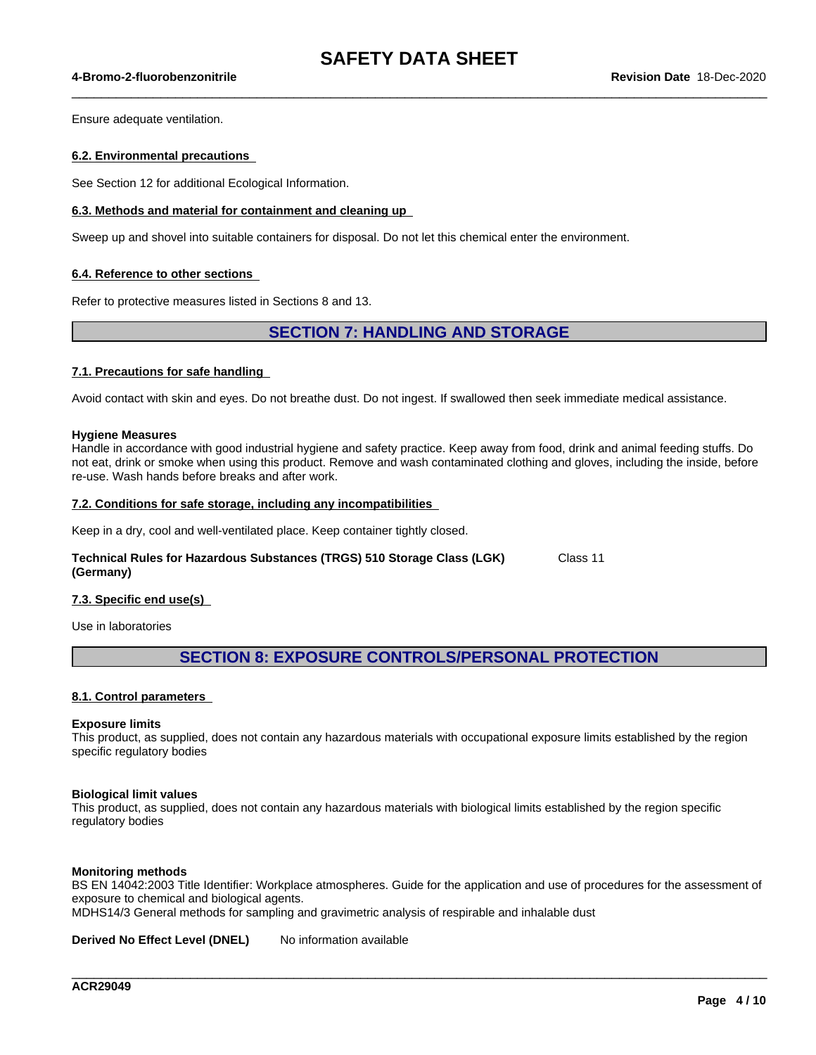Ensure adequate ventilation.

### 6.2. Environmental precautions

See Section 12 for additional Ecological Information.

### 6.3. Methods and material for containment and cleaning up

Sweep up and shovel into suitable containers for disposal. Do not let this chemical enter the environment.

### 6.4. Reference to other sections

Refer to protective measures listed in Sections 8 and 13.

## SECTION 7: HANDLING AND STORAGE

### 7.1. Precautions for safe handling

Avoid contact with skin and eyes. Do not breathe dust. Do not ingest. If swallowed then seek immediate medical assistance.

**Hygiene Measures**
Handle in accordance with good industrial hygiene and safety practice. Keep away from food, drink and animal feeding stuffs. Do not eat, drink or smoke when using this product. Remove and wash contaminated clothing and gloves, including the inside, before re-use. Wash hands before breaks and after work.

### 7.2. Conditions for safe storage, including any incompatibilities

Keep in a dry, cool and well-ventilated place. Keep container tightly closed.

**Technical Rules for Hazardous Substances (TRGS) 510 Storage Class (LGK) (Germany)** Class 11

### 7.3. Specific end use(s)

Use in laboratories

## SECTION 8: EXPOSURE CONTROLS/PERSONAL PROTECTION

### 8.1. Control parameters

**Exposure limits**
This product, as supplied, does not contain any hazardous materials with occupational exposure limits established by the region specific regulatory bodies

**Biological limit values**
This product, as supplied, does not contain any hazardous materials with biological limits established by the region specific regulatory bodies

**Monitoring methods**
BS EN 14042:2003 Title Identifier: Workplace atmospheres. Guide for the application and use of procedures for the assessment of exposure to chemical and biological agents.
MDHS14/3 General methods for sampling and gravimetric analysis of respirable and inhalable dust

**Derived No Effect Level (DNEL)** No information available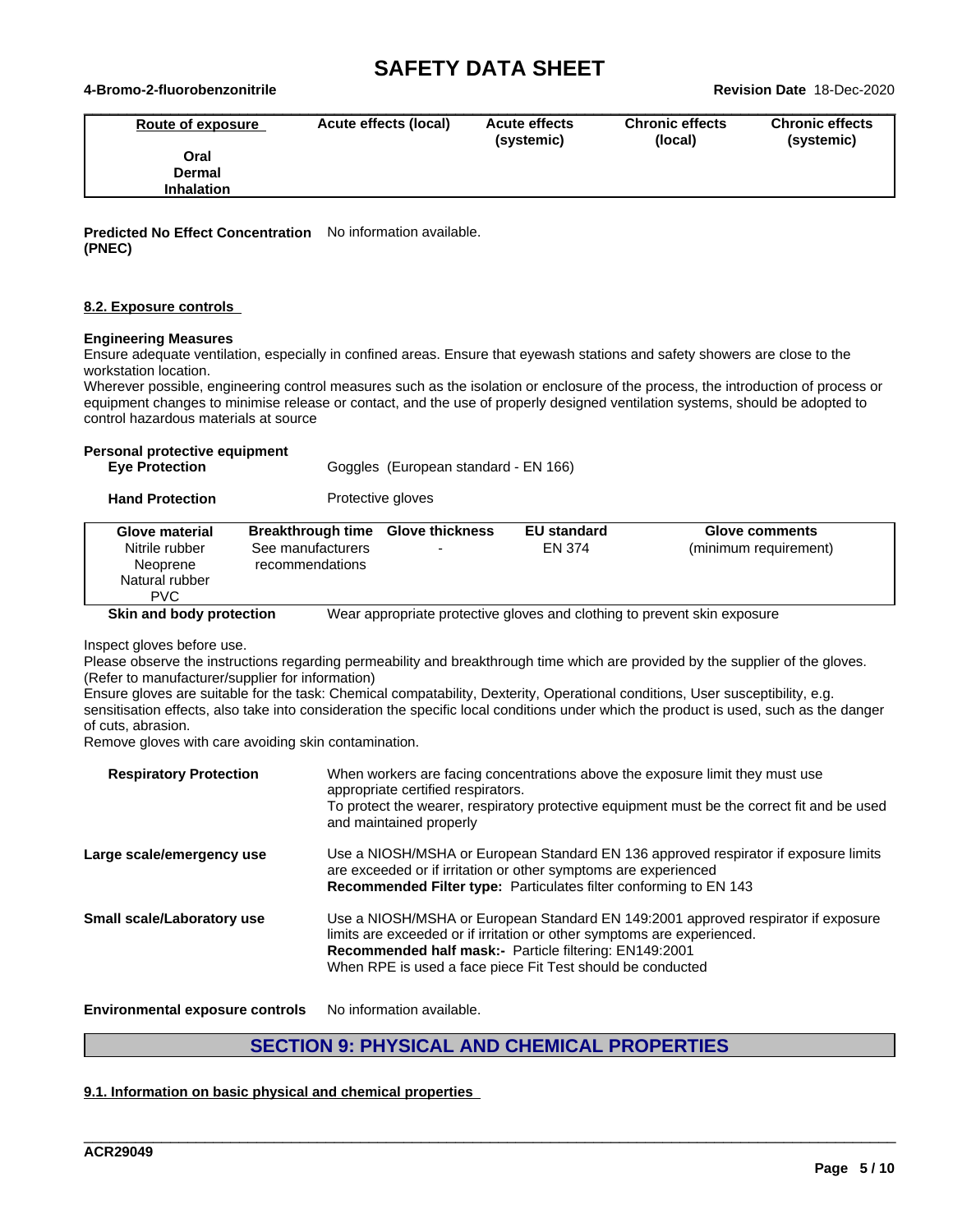| Route of exposure | Acute effects (local) | Acute effects (systemic) | Chronic effects (local) | Chronic effects (systemic) |
|---|---|---|---|---|
| Oral | | | | |
| Dermal | | | | |
| Inhalation | | | | |

**Predicted No Effect Concentration (PNEC)** No information available.

### 8.2. Exposure controls

**Engineering Measures**
Ensure adequate ventilation, especially in confined areas. Ensure that eyewash stations and safety showers are close to the workstation location.
Wherever possible, engineering control measures such as the isolation or enclosure of the process, the introduction of process or equipment changes to minimise release or contact, and the use of properly designed ventilation systems, should be adopted to control hazardous materials at source

**Personal protective equipment**

**Eye Protection** Goggles (European standard - EN 166)

**Hand Protection** Protective gloves

| Glove material | Breakthrough time | Glove thickness | EU standard | Glove comments |
|---|---|---|---|---|
| Nitrile rubber<br>Neoprene<br>Natural rubber<br>PVC | See manufacturers recommendations | - | EN 374 | (minimum requirement) |

**Skin and body protection** Wear appropriate protective gloves and clothing to prevent skin exposure

Inspect gloves before use.
Please observe the instructions regarding permeability and breakthrough time which are provided by the supplier of the gloves. (Refer to manufacturer/supplier for information)
Ensure gloves are suitable for the task: Chemical compatability, Dexterity, Operational conditions, User susceptibility, e.g. sensitisation effects, also take into consideration the specific local conditions under which the product is used, such as the danger of cuts, abrasion.
Remove gloves with care avoiding skin contamination.

**Respiratory Protection** When workers are facing concentrations above the exposure limit they must use appropriate certified respirators.
To protect the wearer, respiratory protective equipment must be the correct fit and be used and maintained properly

**Large scale/emergency use** Use a NIOSH/MSHA or European Standard EN 136 approved respirator if exposure limits are exceeded or if irritation or other symptoms are experienced
**Recommended Filter type:** Particulates filter conforming to EN 143

**Small scale/Laboratory use** Use a NIOSH/MSHA or European Standard EN 149:2001 approved respirator if exposure limits are exceeded or if irritation or other symptoms are experienced.
**Recommended half mask:-** Particle filtering: EN149:2001
When RPE is used a face piece Fit Test should be conducted

**Environmental exposure controls** No information available.

## SECTION 9: PHYSICAL AND CHEMICAL PROPERTIES

### 9.1. Information on basic physical and chemical properties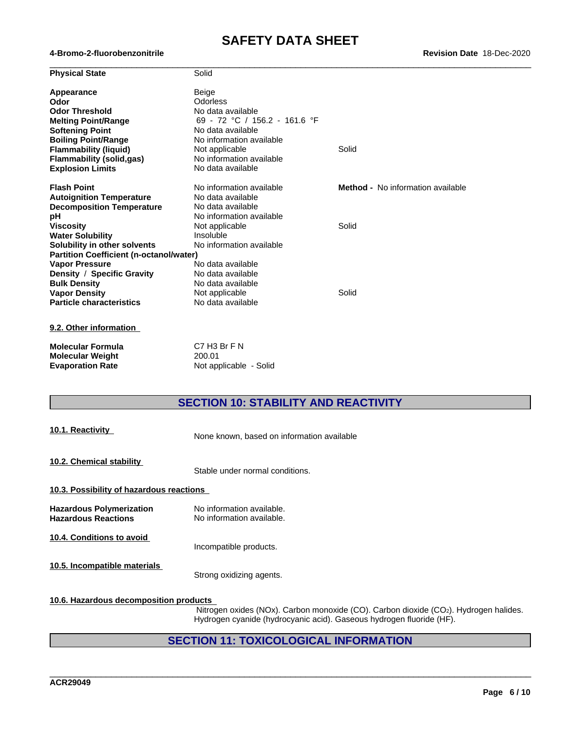| | | |
|---|---|---|
| **Physical State** | Solid | |
| **Appearance** | Beige | |
| **Odor** | Odorless | |
| **Odor Threshold** | No data available | |
| **Melting Point/Range** | 69 - 72 °C / 156.2 - 161.6 °F | |
| **Softening Point** | No data available | |
| **Boiling Point/Range** | No information available | |
| **Flammability (liquid)** | Not applicable | Solid |
| **Flammability (solid,gas)** | No information available | |
| **Explosion Limits** | No data available | |
| **Flash Point** | No information available | **Method -** No information available |
| **Autoignition Temperature** | No data available | |
| **Decomposition Temperature** | No data available | |
| **pH** | No information available | |
| **Viscosity** | Not applicable | Solid |
| **Water Solubility** | Insoluble | |
| **Solubility in other solvents** | No information available | |
| **Partition Coefficient (n-octanol/water)** | | |
| **Vapor Pressure** | No data available | |
| **Density / Specific Gravity** | No data available | |
| **Bulk Density** | No data available | |
| **Vapor Density** | Not applicable | Solid |
| **Particle characteristics** | No data available | |

**9.2. Other information**

| | |
|---|---|
| **Molecular Formula** | C7 H3 Br F N |
| **Molecular Weight** | 200.01 |
| **Evaporation Rate** | Not applicable - Solid |

## SECTION 10: STABILITY AND REACTIVITY

**10.1. Reactivity**

None known, based on information available

**10.2. Chemical stability**

Stable under normal conditions.

**10.3. Possibility of hazardous reactions**

| | |
|---|---|
| **Hazardous Polymerization** | No information available. |
| **Hazardous Reactions** | No information available. |

**10.4. Conditions to avoid**

Incompatible products.

**10.5. Incompatible materials**

Strong oxidizing agents.

**10.6. Hazardous decomposition products**

Nitrogen oxides (NOx). Carbon monoxide (CO). Carbon dioxide ($CO_2$). Hydrogen halides. Hydrogen cyanide (hydrocyanic acid). Gaseous hydrogen fluoride (HF).

## SECTION 11: TOXICOLOGICAL INFORMATION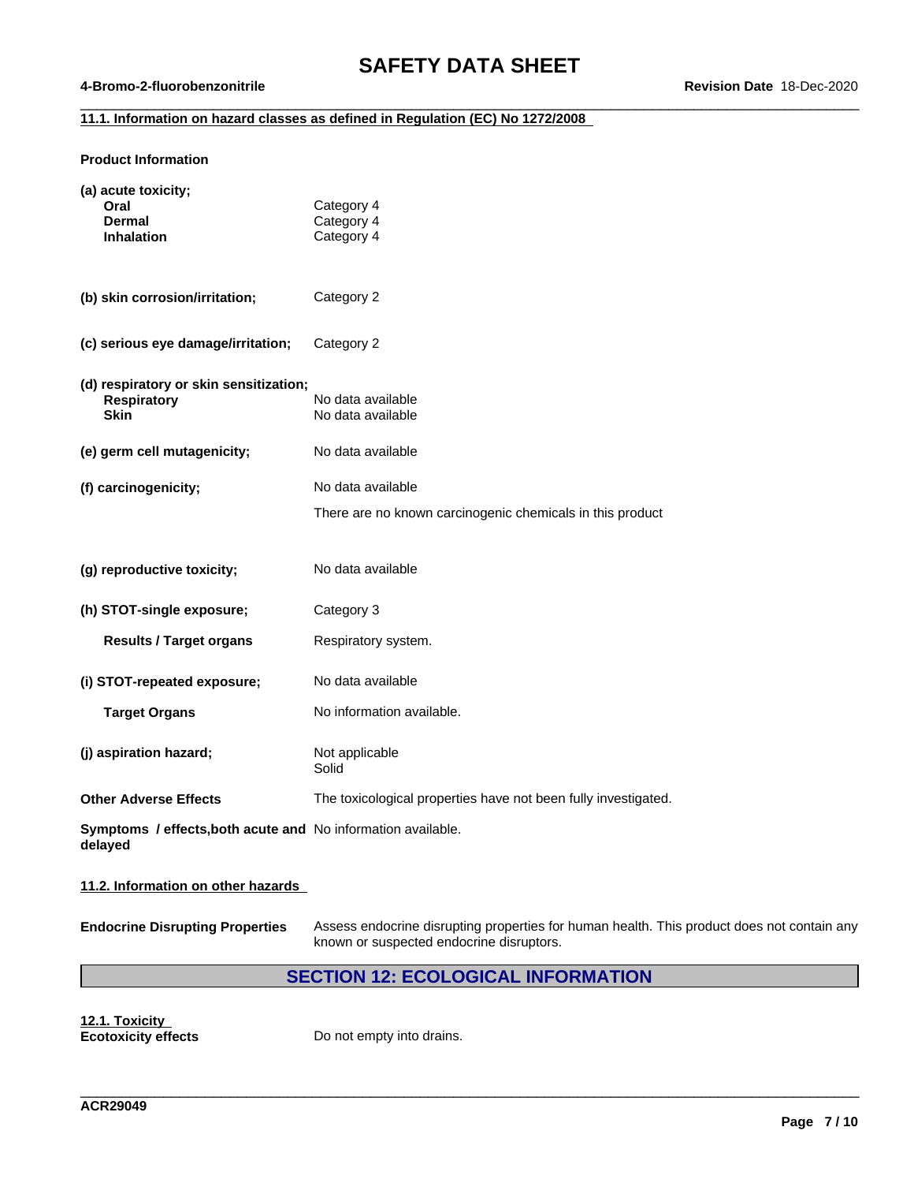### 11.1. Information on hazard classes as defined in Regulation (EC) No 1272/2008

**Product Information**

**(a) acute toxicity;**

| | |
|---|---|
| **Oral** | Category 4 |
| **Dermal** | Category 4 |
| **Inhalation** | Category 4 |

**(b) skin corrosion/irritation;** Category 2

**(c) serious eye damage/irritation;** Category 2

**(d) respiratory or skin sensitization;**

| | |
|---|---|
| **Respiratory** | No data available |
| **Skin** | No data available |

**(e) germ cell mutagenicity;** No data available

**(f) carcinogenicity;** No data available

There are no known carcinogenic chemicals in this product

**(g) reproductive toxicity;** No data available

**(h) STOT-single exposure;** Category 3

**Results / Target organs** Respiratory system.

**(i) STOT-repeated exposure;** No data available

**Target Organs** No information available.

**(j) aspiration hazard;** Not applicable
Solid

**Other Adverse Effects** The toxicological properties have not been fully investigated.

**Symptoms / effects,both acute and delayed** No information available.

### 11.2. Information on other hazards

**Endocrine Disrupting Properties** Assess endocrine disrupting properties for human health. This product does not contain any known or suspected endocrine disruptors.

## SECTION 12: ECOLOGICAL INFORMATION

### 12.1. Toxicity

**Ecotoxicity effects** Do not empty into drains.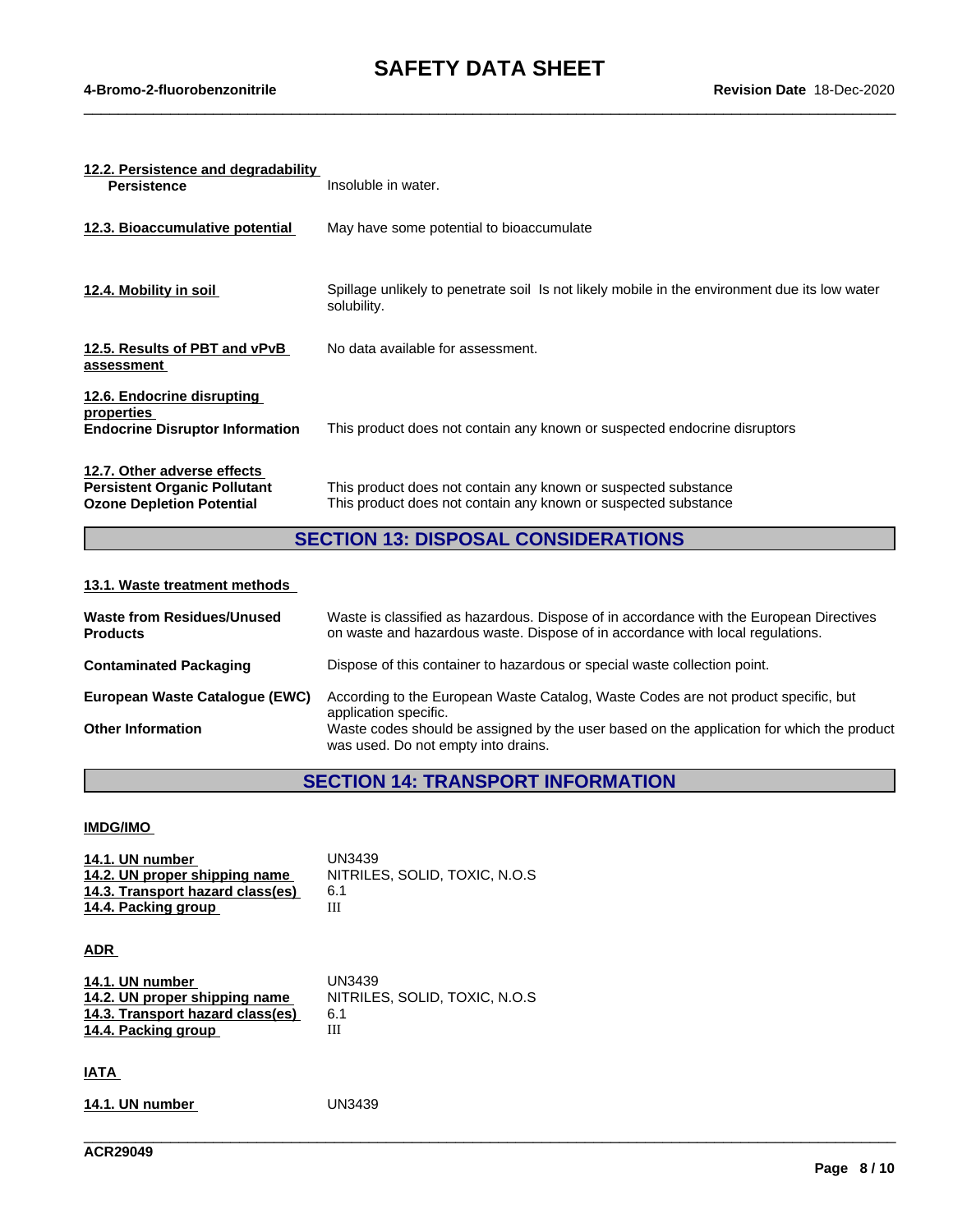**12.2. Persistence and degradability**

**Persistence** Insoluble in water.

**12.3. Bioaccumulative potential** May have some potential to bioaccumulate

**12.4. Mobility in soil** Spillage unlikely to penetrate soil Is not likely mobile in the environment due its low water solubility.

**12.5. Results of PBT and vPvB assessment** No data available for assessment.

**12.6. Endocrine disrupting properties**

**Endocrine Disruptor Information** This product does not contain any known or suspected endocrine disruptors

**12.7. Other adverse effects**

**Persistent Organic Pollutant** This product does not contain any known or suspected substance

**Ozone Depletion Potential** This product does not contain any known or suspected substance

## SECTION 13: DISPOSAL CONSIDERATIONS

**13.1. Waste treatment methods**

**Waste from Residues/Unused Products** Waste is classified as hazardous. Dispose of in accordance with the European Directives on waste and hazardous waste. Dispose of in accordance with local regulations.

**Contaminated Packaging** Dispose of this container to hazardous or special waste collection point.

**European Waste Catalogue (EWC)** According to the European Waste Catalog, Waste Codes are not product specific, but application specific.

**Other Information** Waste codes should be assigned by the user based on the application for which the product was used. Do not empty into drains.

## SECTION 14: TRANSPORT INFORMATION

**IMDG/IMO**

| | |
|---|---|
| **14.1. UN number** | UN3439 |
| **14.2. UN proper shipping name** | NITRILES, SOLID, TOXIC, N.O.S |
| **14.3. Transport hazard class(es)** | 6.1 |
| **14.4. Packing group** | III |

**ADR**

| | |
|---|---|
| **14.1. UN number** | UN3439 |
| **14.2. UN proper shipping name** | NITRILES, SOLID, TOXIC, N.O.S |
| **14.3. Transport hazard class(es)** | 6.1 |
| **14.4. Packing group** | III |

**IATA**

| | |
|---|---|
| **14.1. UN number** | UN3439 |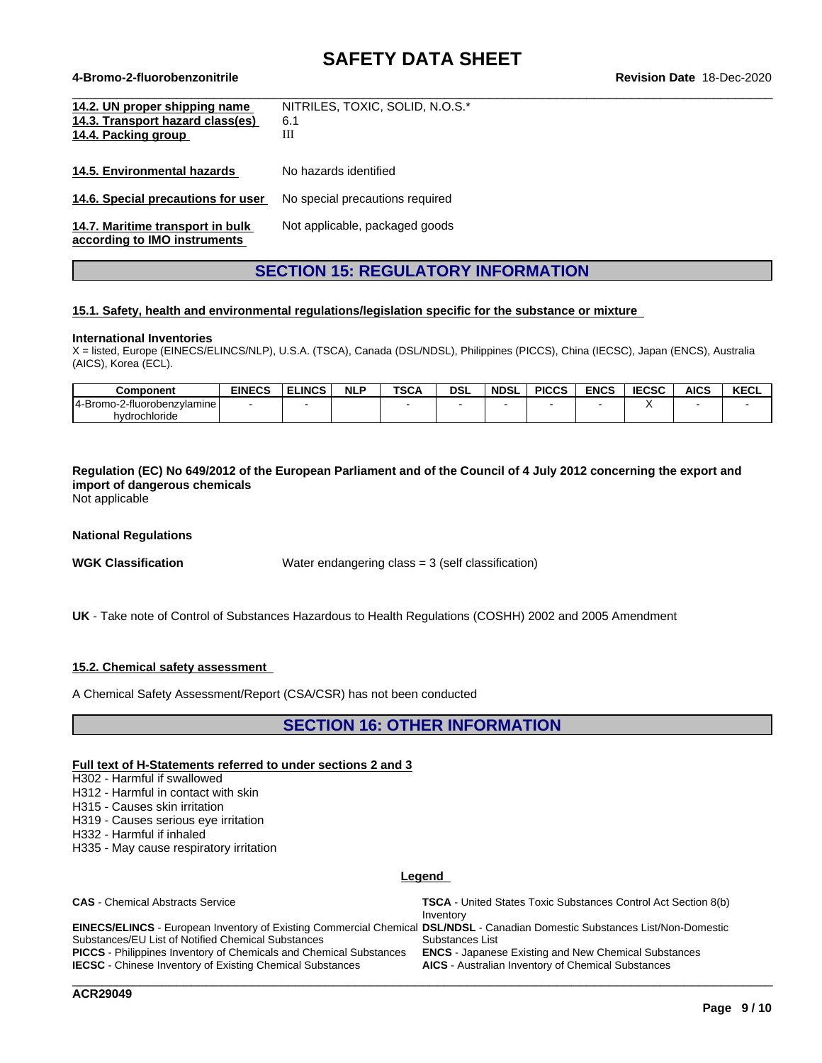| | |
|---|---|
| **14.2. UN proper shipping name** | NITRILES, TOXIC, SOLID, N.O.S.* |
| **14.3. Transport hazard class(es)** | 6.1 |
| **14.4. Packing group** | III |
| **14.5. Environmental hazards** | No hazards identified |
| **14.6. Special precautions for user** | No special precautions required |
| **14.7. Maritime transport in bulk according to IMO instruments** | Not applicable, packaged goods |

## SECTION 15: REGULATORY INFORMATION

### 15.1. Safety, health and environmental regulations/legislation specific for the substance or mixture

**International Inventories**

X = listed, Europe (EINECS/ELINCS/NLP), U.S.A. (TSCA), Canada (DSL/NDSL), Philippines (PICCS), China (IECSC), Japan (ENCS), Australia (AICS), Korea (ECL).

| Component | EINECS | ELINCS | NLP | TSCA | DSL | NDSL | PICCS | ENCS | IECSC | AICS | KECL |
|---|---|---|---|---|---|---|---|---|---|---|---|
| 4-Bromo-2-fluorobenzylamine hydrochloride | - | - | | - | - | - | - | - | X | - | - |

**Regulation (EC) No 649/2012 of the European Parliament and of the Council of 4 July 2012 concerning the export and import of dangerous chemicals**

Not applicable

**National Regulations**

**WGK Classification** Water endangering class = 3 (self classification)

**UK** - Take note of Control of Substances Hazardous to Health Regulations (COSHH) 2002 and 2005 Amendment

### 15.2. Chemical safety assessment

A Chemical Safety Assessment/Report (CSA/CSR) has not been conducted

## SECTION 16: OTHER INFORMATION

**Full text of H-Statements referred to under sections 2 and 3**

H302 - Harmful if swallowed
H312 - Harmful in contact with skin
H315 - Causes skin irritation
H319 - Causes serious eye irritation
H332 - Harmful if inhaled
H335 - May cause respiratory irritation

**Legend**

**CAS** - Chemical Abstracts Service

**TSCA** - United States Toxic Substances Control Act Section 8(b) Inventory

**EINECS/ELINCS** - European Inventory of Existing Commercial Chemical Substances/EU List of Notified Chemical Substances

**DSL/NDSL** - Canadian Domestic Substances List/Non-Domestic Substances List

**PICCS** - Philippines Inventory of Chemicals and Chemical Substances

**ENCS** - Japanese Existing and New Chemical Substances

**IECSC** - Chinese Inventory of Existing Chemical Substances

**AICS** - Australian Inventory of Chemical Substances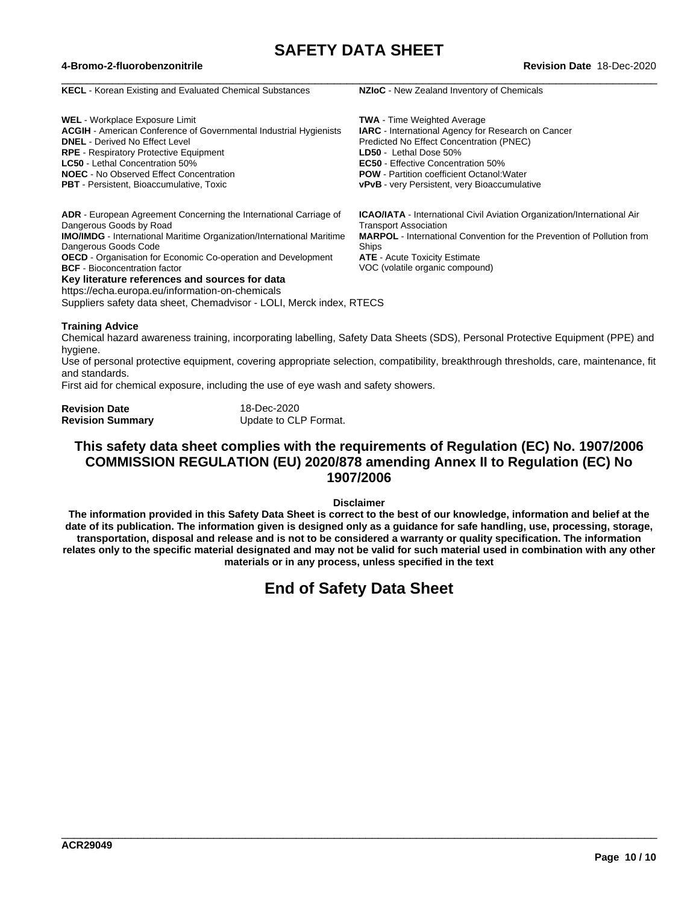**KECL** - Korean Existing and Evaluated Chemical Substances

**NZIoC** - New Zealand Inventory of Chemicals

**WEL** - Workplace Exposure Limit
**ACGIH** - American Conference of Governmental Industrial Hygienists
**DNEL** - Derived No Effect Level
**RPE** - Respiratory Protective Equipment
**LC50** - Lethal Concentration 50%
**NOEC** - No Observed Effect Concentration
**PBT** - Persistent, Bioaccumulative, Toxic

**TWA** - Time Weighted Average
**IARC** - International Agency for Research on Cancer
Predicted No Effect Concentration (PNEC)
**LD50** - Lethal Dose 50%
**EC50** - Effective Concentration 50%
**POW** - Partition coefficient Octanol:Water
**vPvB** - very Persistent, very Bioaccumulative

**ADR** - European Agreement Concerning the International Carriage of Dangerous Goods by Road
**IMO/IMDG** - International Maritime Organization/International Maritime Dangerous Goods Code
**OECD** - Organisation for Economic Co-operation and Development
**BCF** - Bioconcentration factor

**ICAO/IATA** - International Civil Aviation Organization/International Air Transport Association
**MARPOL** - International Convention for the Prevention of Pollution from Ships
**ATE** - Acute Toxicity Estimate
VOC (volatile organic compound)

**Key literature references and sources for data**
https://echa.europa.eu/information-on-chemicals
Suppliers safety data sheet, Chemadvisor - LOLI, Merck index, RTECS

**Training Advice**
Chemical hazard awareness training, incorporating labelling, Safety Data Sheets (SDS), Personal Protective Equipment (PPE) and hygiene.
Use of personal protective equipment, covering appropriate selection, compatibility, breakthrough thresholds, care, maintenance, fit and standards.
First aid for chemical exposure, including the use of eye wash and safety showers.

**Revision Date** 18-Dec-2020
**Revision Summary** Update to CLP Format.

## This safety data sheet complies with the requirements of Regulation (EC) No. 1907/2006 COMMISSION REGULATION (EU) 2020/878 amending Annex II to Regulation (EC) No 1907/2006

**Disclaimer**

**The information provided in this Safety Data Sheet is correct to the best of our knowledge, information and belief at the date of its publication. The information given is designed only as a guidance for safe handling, use, processing, storage, transportation, disposal and release and is not to be considered a warranty or quality specification. The information relates only to the specific material designated and may not be valid for such material used in combination with any other materials or in any process, unless specified in the text**

# End of Safety Data Sheet